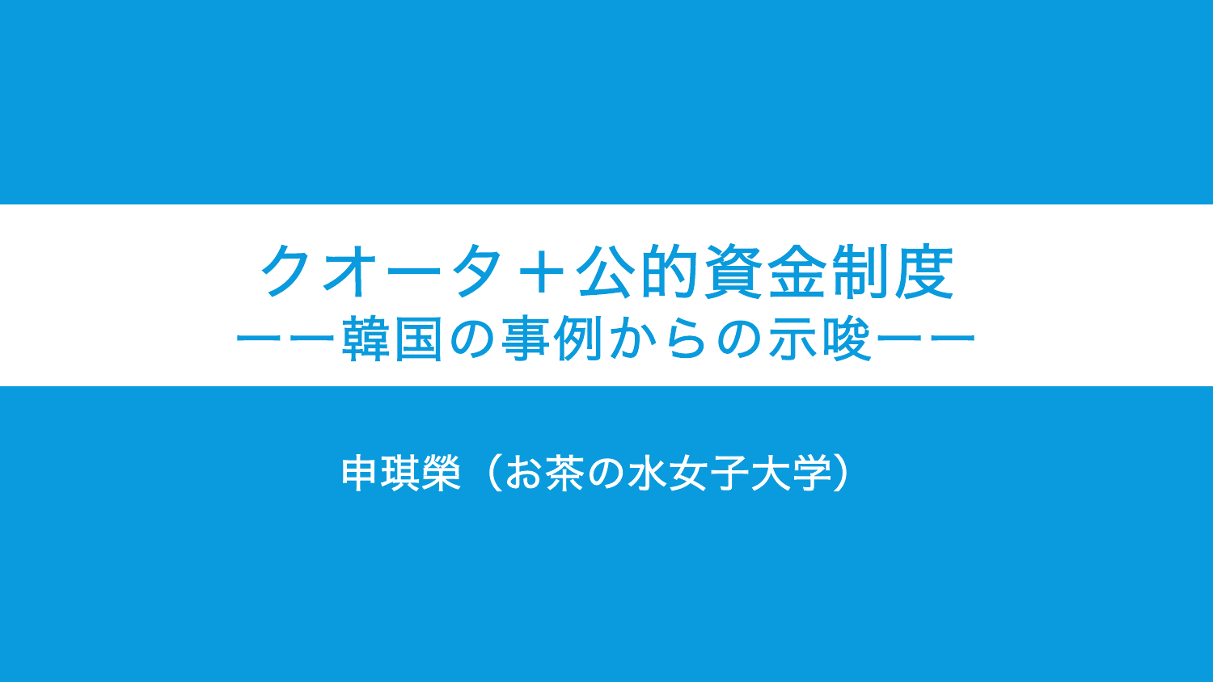# クオータ＋公的資金制度

## ーー韓国の事例からの示唆ーー

申琪榮（お茶の水女子大学）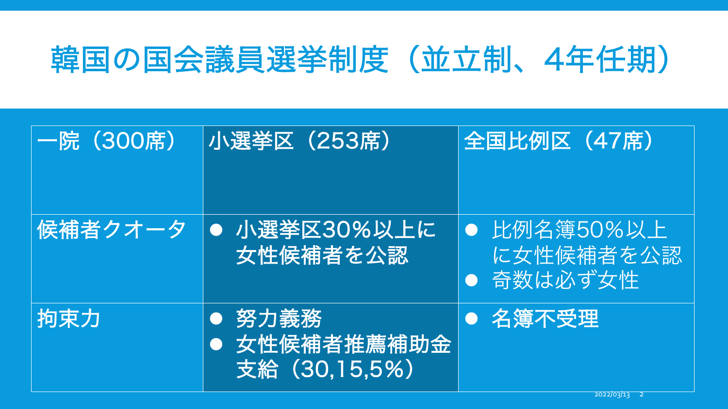# 韓国の国会議員選挙制度（並立制、4年任期）

| 一院（300席） | 小選挙区（253席） | 全国比例区（47席） |
|---|---|---|
| 候補者クオータ | ● 小選挙区30%以上に女性候補者を公認 | ● 比例名簿50%以上に女性候補者を公認<br>● 奇数は必ず女性 |
| 拘束力 | ● 努力義務<br>● 女性候補者推薦補助金支給（30,15,5%） | ● 名簿不受理 |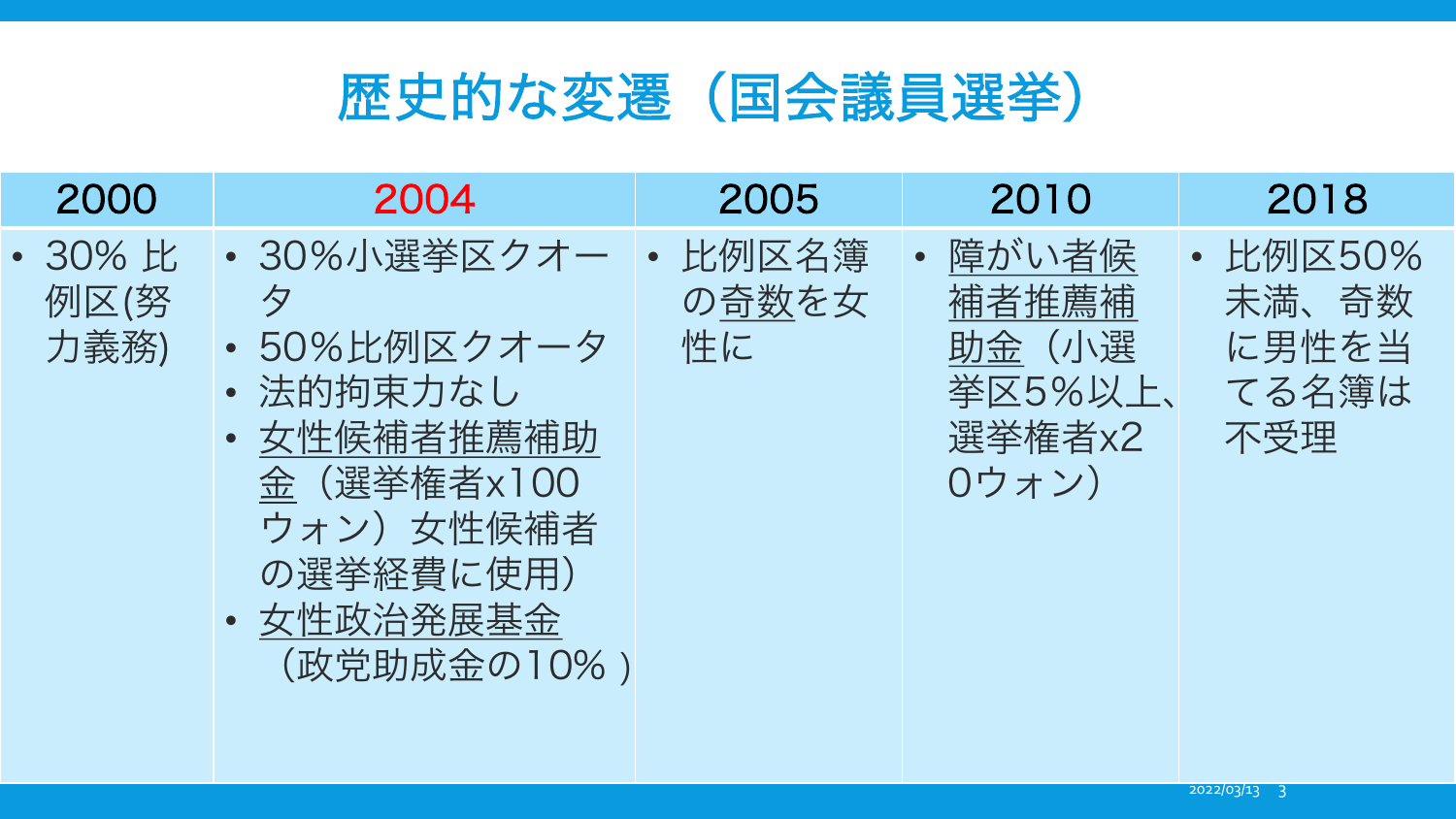# 歴史的な変遷（国会議員選挙）

| 2000 | 2004 | 2005 | 2010 | 2018 |
|---|---|---|---|---|
| • 30% 比例区(努力義務) | • 30%小選挙区クオータ<br>• 50%比例区クオータ<br>• 法的拘束力なし<br>• 女性候補者推薦補助金（選挙権者x100ウォン）女性候補者の選挙経費に使用）<br>• 女性政治発展基金（政党助成金の10% ) | • 比例区名簿の奇数を女性に | • 障がい者候補者推薦補助金（小選挙区5%以上、選挙権者x20ウォン） | • 比例区50%未満、奇数に男性を当てる名簿は不受理 |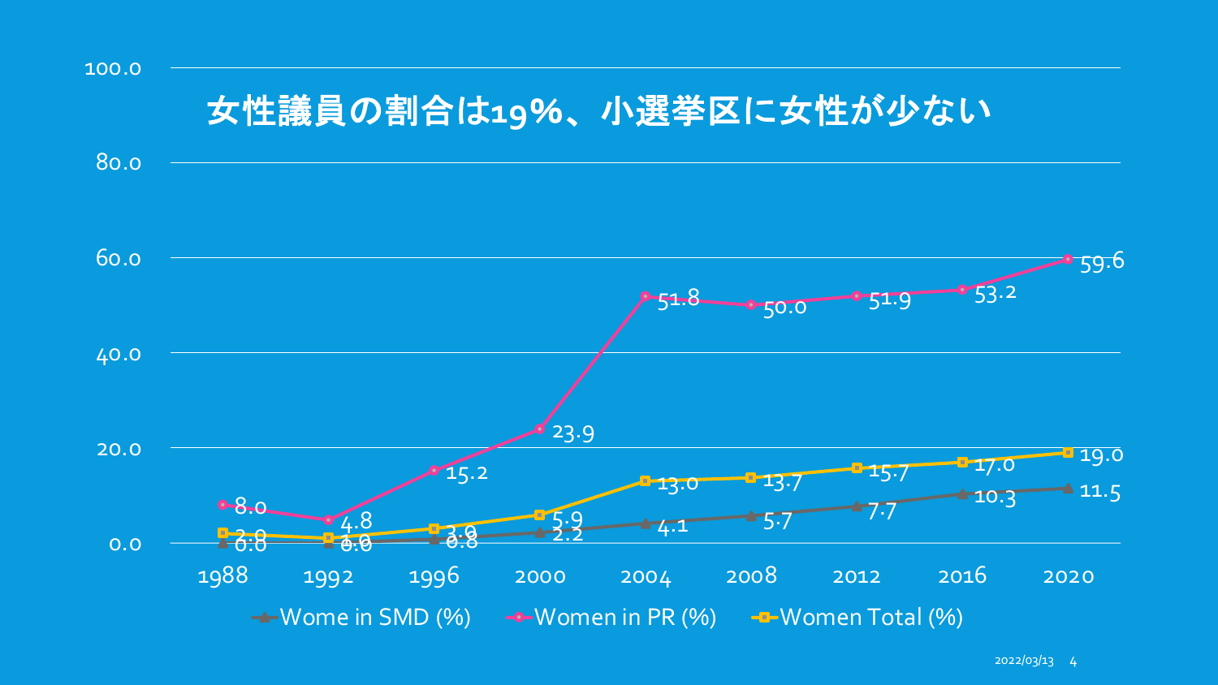# 女性議員の割合は19%、小選挙区に女性が少ない

| Year | Wome in SMD (%) | Women in PR (%) | Women Total (%) |
|---|---|---|---|
| 1988 | 0.0 | 8.0 | 2.0 |
| 1992 | 0.0 | 4.8 | 1.0 |
| 1996 | 0.8 | 15.2 | 3.0 |
| 2000 | 2.2 | 23.9 | 5.9 |
| 2004 | 4.1 | 51.8 | 13.0 |
| 2008 | 5.7 | 50.0 | 13.7 |
| 2012 | 7.7 | 51.9 | 15.7 |
| 2016 | 10.3 | 53.2 | 17.0 |
| 2020 | 11.5 | 59.6 | 19.0 |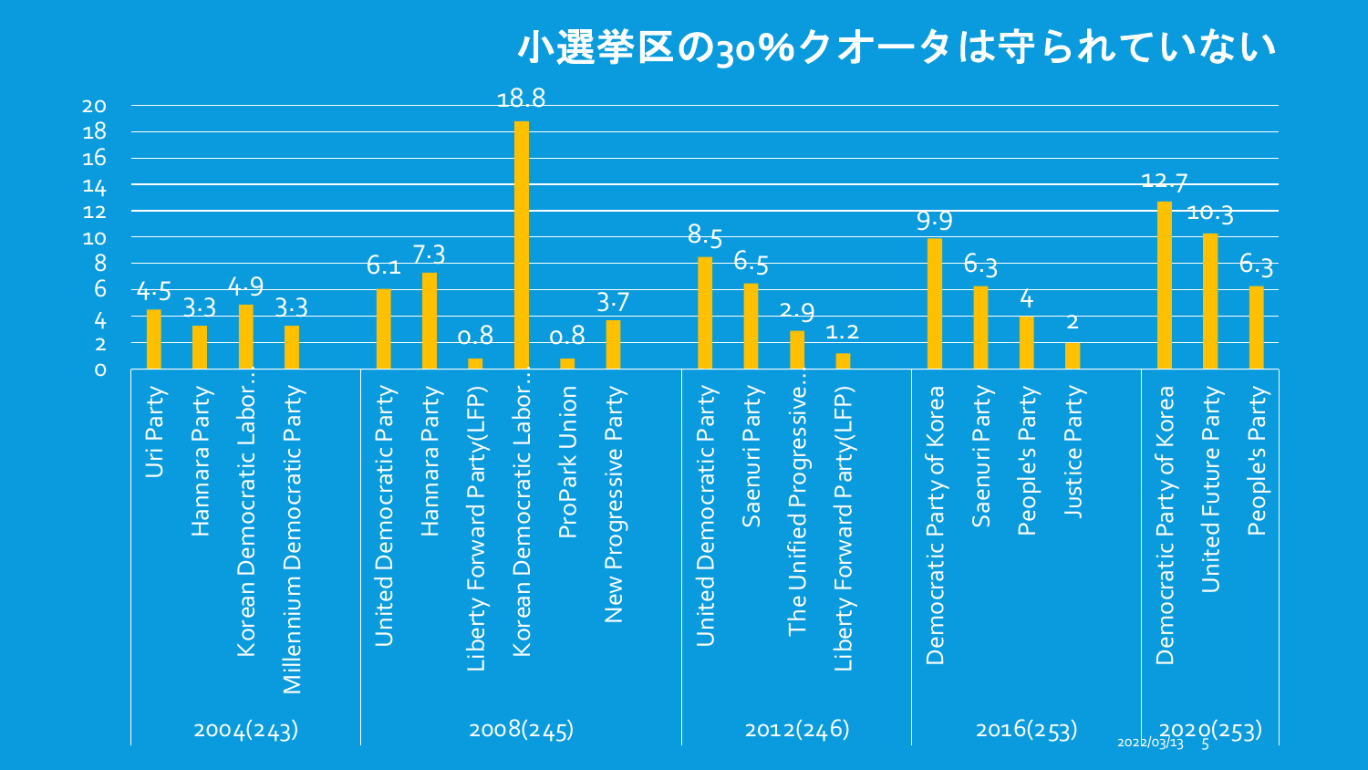# 小選挙区の30%クオータは守られていない

| Year (seats) | Party | Value |
|---|---|---|
| 2004(243) | Uri Party | 4.5 |
| | Hannara Party | 3.3 |
| | Korean Democratic Labor… | 4.9 |
| | Millennium Democratic Party | 3.3 |
| 2008(245) | United Democratic Party | 6.1 |
| | Hannara Party | 7.3 |
| | Liberty Forward Party(LFP) | 0.8 |
| | Korean Democratic Labor… | 18.8 |
| | ProPark Union | 0.8 |
| | New Progressive Party | 3.7 |
| 2012(246) | United Democratic Party | 8.5 |
| | Saenuri Party | 6.5 |
| | The Unified Progressive… | 2.9 |
| | Liberty Forward Party(LFP) | 1.2 |
| 2016(253) | Democratic Party of Korea | 9.9 |
| | Saenuri Party | 6.3 |
| | People's Party | 4 |
| | Justice Party | 2 |
| 2020(253) | Democratic Party of Korea | 12.7 |
| | United Future Party | 10.3 |
| | People's Party | 6.3 |

2022/03/13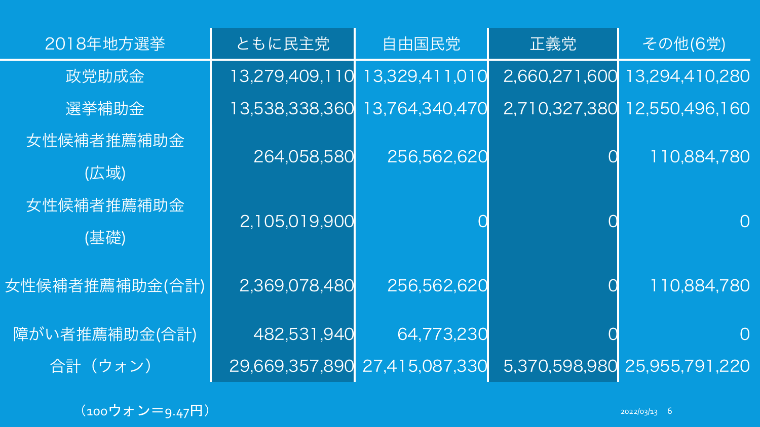| 2018年地方選挙 | ともに民主党 | 自由国民党 | 正義党 | その他(6党) |
|---|---|---|---|---|
| 政党助成金 | 13,279,409,110 | 13,329,411,010 | 2,660,271,600 | 13,294,410,280 |
| 選挙補助金 | 13,538,338,360 | 13,764,340,470 | 2,710,327,380 | 12,550,496,160 |
| 女性候補者推薦補助金(広域) | 264,058,580 | 256,562,620 | 0 | 110,884,780 |
| 女性候補者推薦補助金(基礎) | 2,105,019,900 | 0 | 0 | 0 |
| 女性候補者推薦補助金(合計) | 2,369,078,480 | 256,562,620 | 0 | 110,884,780 |
| 障がい者推薦補助金(合計) | 482,531,940 | 64,773,230 | 0 | 0 |
| 合計（ウォン） | 29,669,357,890 | 27,415,087,330 | 5,370,598,980 | 25,955,791,220 |

（100ウォン＝9.47円）

2022/03/13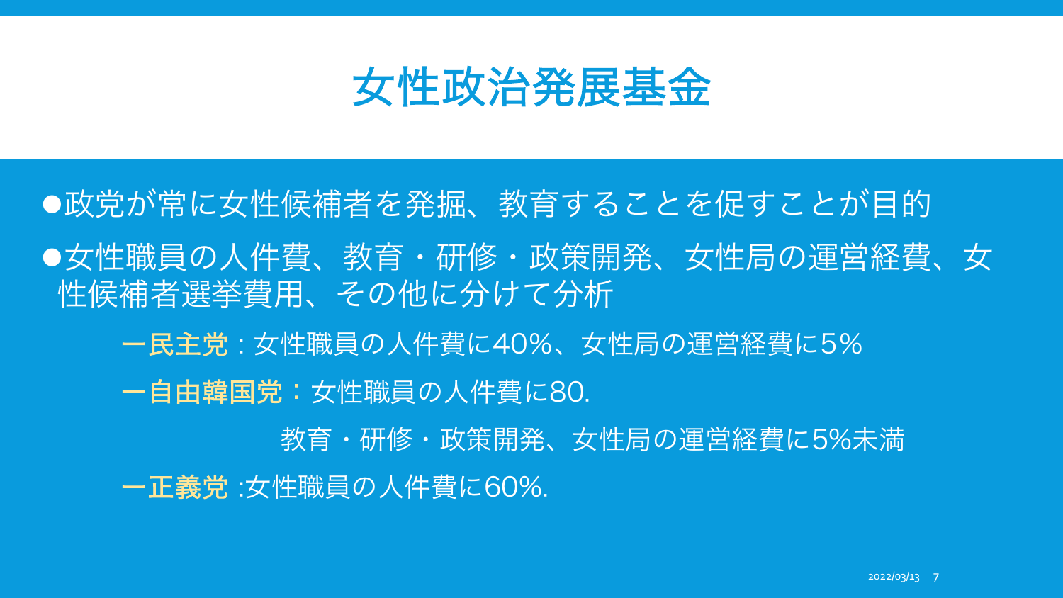# 女性政治発展基金

●政党が常に女性候補者を発掘、教育することを促すことが目的

●女性職員の人件費、教育・研修・政策開発、女性局の運営経費、女性候補者選挙費用、その他に分けて分析

**ー民主党**：女性職員の人件費に40%、女性局の運営経費に5%

**ー自由韓国党：**女性職員の人件費に80.

教育・研修・政策開発、女性局の運営経費に5%未満

**ー正義党** :女性職員の人件費に60%.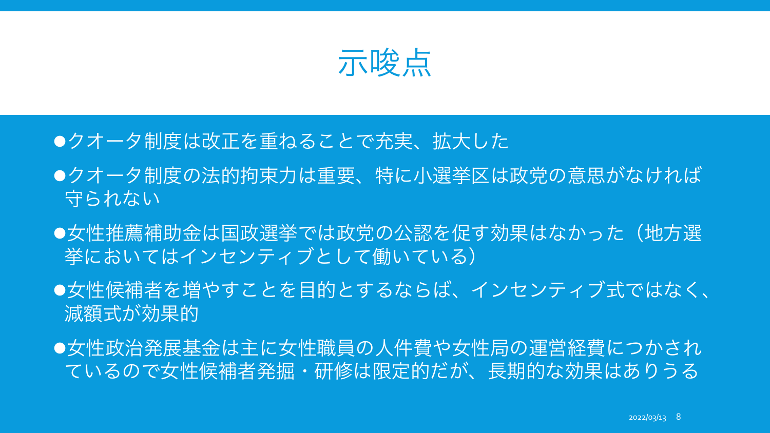# 示唆点

- クオータ制度は改正を重ねることで充実、拡大した
- クオータ制度の法的拘束力は重要、特に小選挙区は政党の意思がなければ守られない
- 女性推薦補助金は国政選挙では政党の公認を促す効果はなかった（地方選挙においてはインセンティブとして働いている）
- 女性候補者を増やすことを目的とするならば、インセンティブ式ではなく、減額式が効果的
- 女性政治発展基金は主に女性職員の人件費や女性局の運営経費につかされているので女性候補者発掘・研修は限定的だが、長期的な効果はありうる

2022/03/13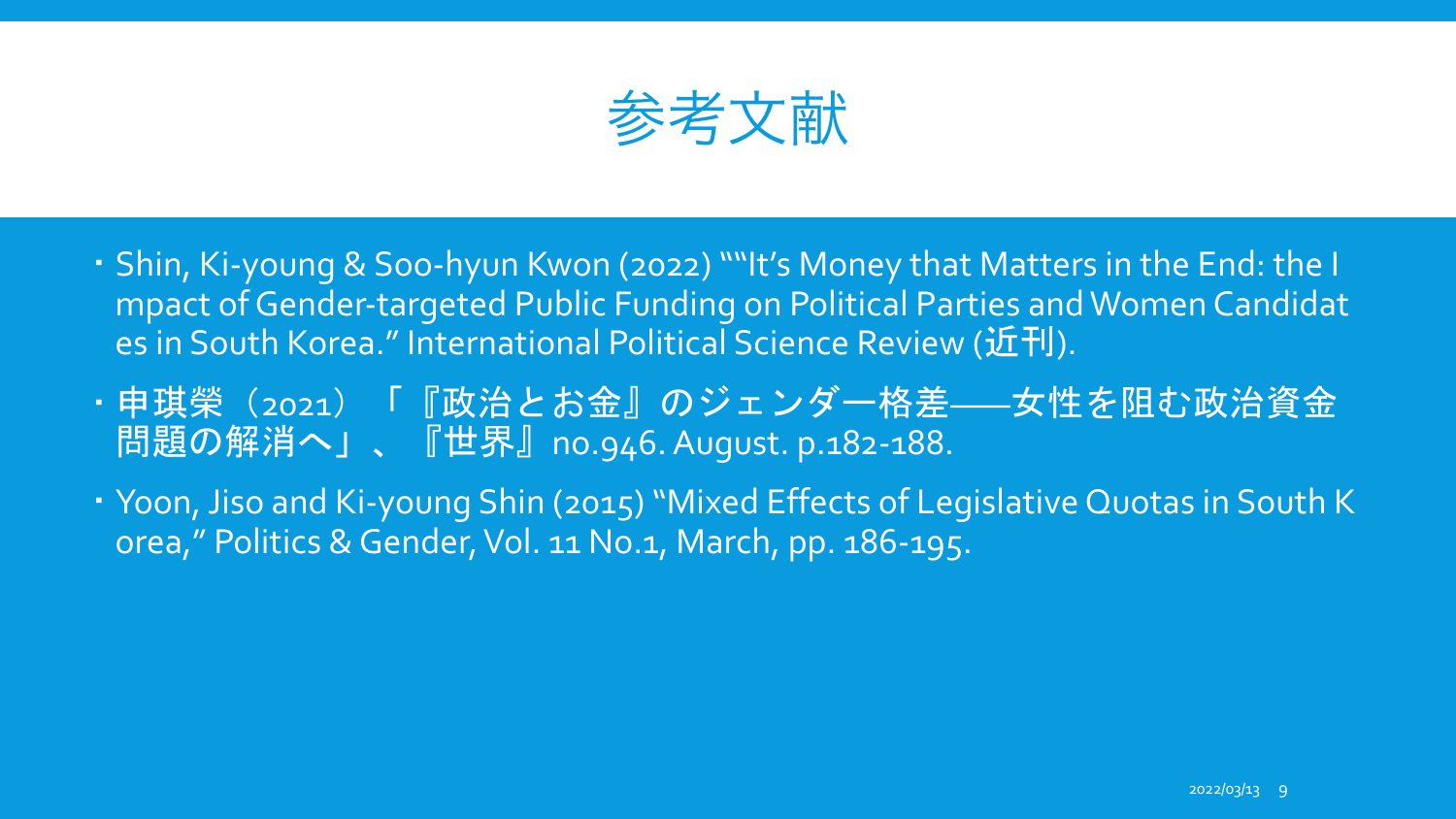# 参考文献

- Shin, Ki-young & Soo-hyun Kwon (2022) ""It's Money that Matters in the End: the Impact of Gender-targeted Public Funding on Political Parties and Women Candidates in South Korea." International Political Science Review (近刊).
- 申琪榮（2021）「『政治とお金』のジェンダー格差――女性を阻む政治資金問題の解消へ」、『世界』no.946. August. p.182-188.
- Yoon, Jiso and Ki-young Shin (2015) "Mixed Effects of Legislative Quotas in South Korea," Politics & Gender, Vol. 11 No.1, March, pp. 186-195.